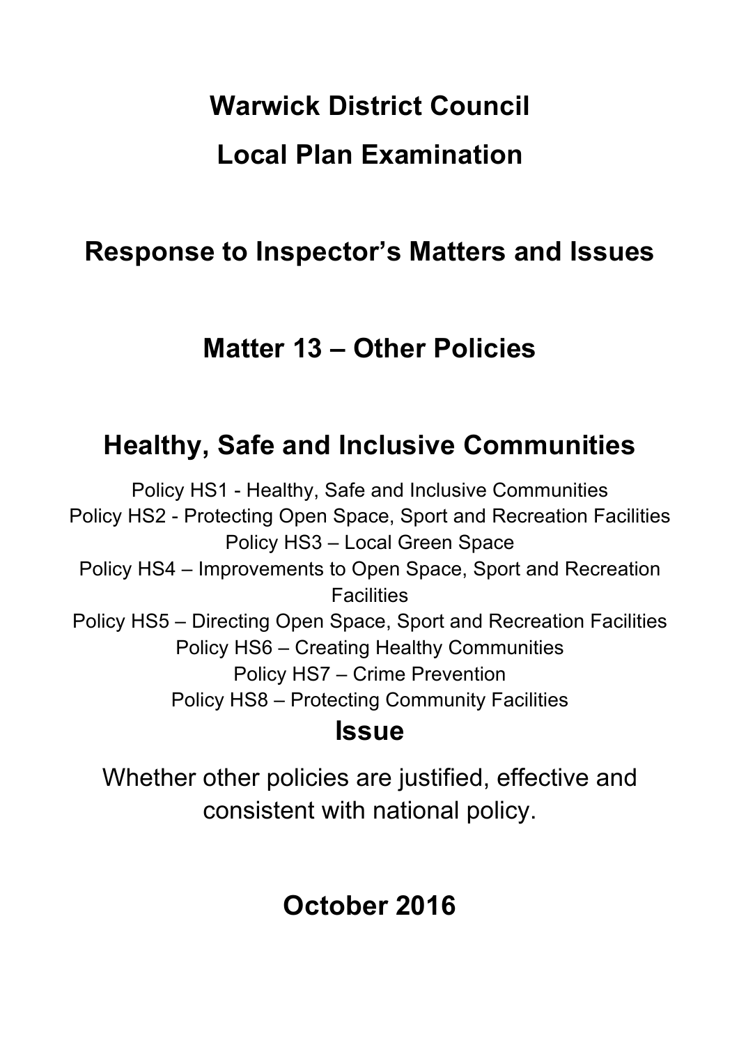# Warwick District Council

# Local Plan Examination

## Response to Inspector's Matters and Issues

## Matter 13 – Other Policies

## Healthy, Safe and Inclusive Communities

Policy HS1 - Healthy, Safe and Inclusive Communities
Policy HS2 - Protecting Open Space, Sport and Recreation Facilities
Policy HS3 – Local Green Space
Policy HS4 – Improvements to Open Space, Sport and Recreation Facilities
Policy HS5 – Directing Open Space, Sport and Recreation Facilities
Policy HS6 – Creating Healthy Communities
Policy HS7 – Crime Prevention
Policy HS8 – Protecting Community Facilities

### Issue

Whether other policies are justified, effective and consistent with national policy.

## October 2016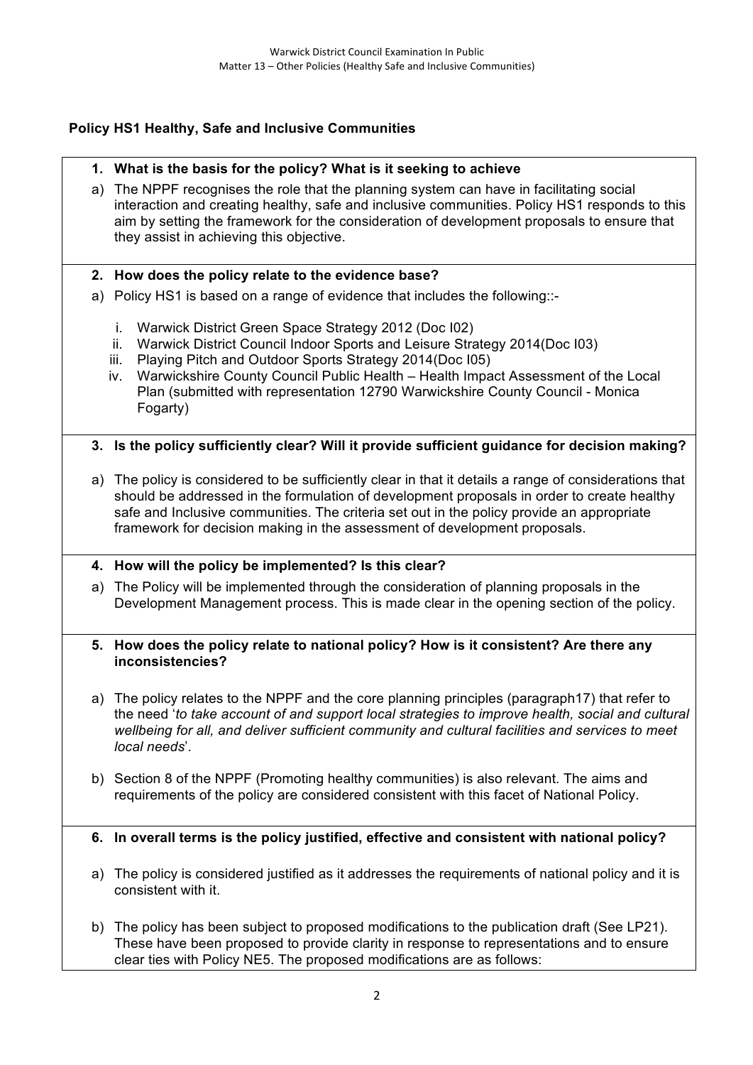**Policy HS1 Healthy, Safe and Inclusive Communities**

**1. What is the basis for the policy? What is it seeking to achieve**

a) The NPPF recognises the role that the planning system can have in facilitating social interaction and creating healthy, safe and inclusive communities. Policy HS1 responds to this aim by setting the framework for the consideration of development proposals to ensure that they assist in achieving this objective.

**2. How does the policy relate to the evidence base?**

a) Policy HS1 is based on a range of evidence that includes the following::-

   i. Warwick District Green Space Strategy 2012 (Doc I02)
   ii. Warwick District Council Indoor Sports and Leisure Strategy 2014(Doc I03)
   iii. Playing Pitch and Outdoor Sports Strategy 2014(Doc I05)
   iv. Warwickshire County Council Public Health – Health Impact Assessment of the Local Plan (submitted with representation 12790 Warwickshire County Council - Monica Fogarty)

**3. Is the policy sufficiently clear? Will it provide sufficient guidance for decision making?**

a) The policy is considered to be sufficiently clear in that it details a range of considerations that should be addressed in the formulation of development proposals in order to create healthy safe and Inclusive communities. The criteria set out in the policy provide an appropriate framework for decision making in the assessment of development proposals.

**4. How will the policy be implemented? Is this clear?**

a) The Policy will be implemented through the consideration of planning proposals in the Development Management process. This is made clear in the opening section of the policy.

**5. How does the policy relate to national policy? How is it consistent? Are there any inconsistencies?**

a) The policy relates to the NPPF and the core planning principles (paragraph17) that refer to the need '*to take account of and support local strategies to improve health, social and cultural wellbeing for all, and deliver sufficient community and cultural facilities and services to meet local needs*'.

b) Section 8 of the NPPF (Promoting healthy communities) is also relevant. The aims and requirements of the policy are considered consistent with this facet of National Policy.

**6. In overall terms is the policy justified, effective and consistent with national policy?**

a) The policy is considered justified as it addresses the requirements of national policy and it is consistent with it.

b) The policy has been subject to proposed modifications to the publication draft (See LP21). These have been proposed to provide clarity in response to representations and to ensure clear ties with Policy NE5. The proposed modifications are as follows: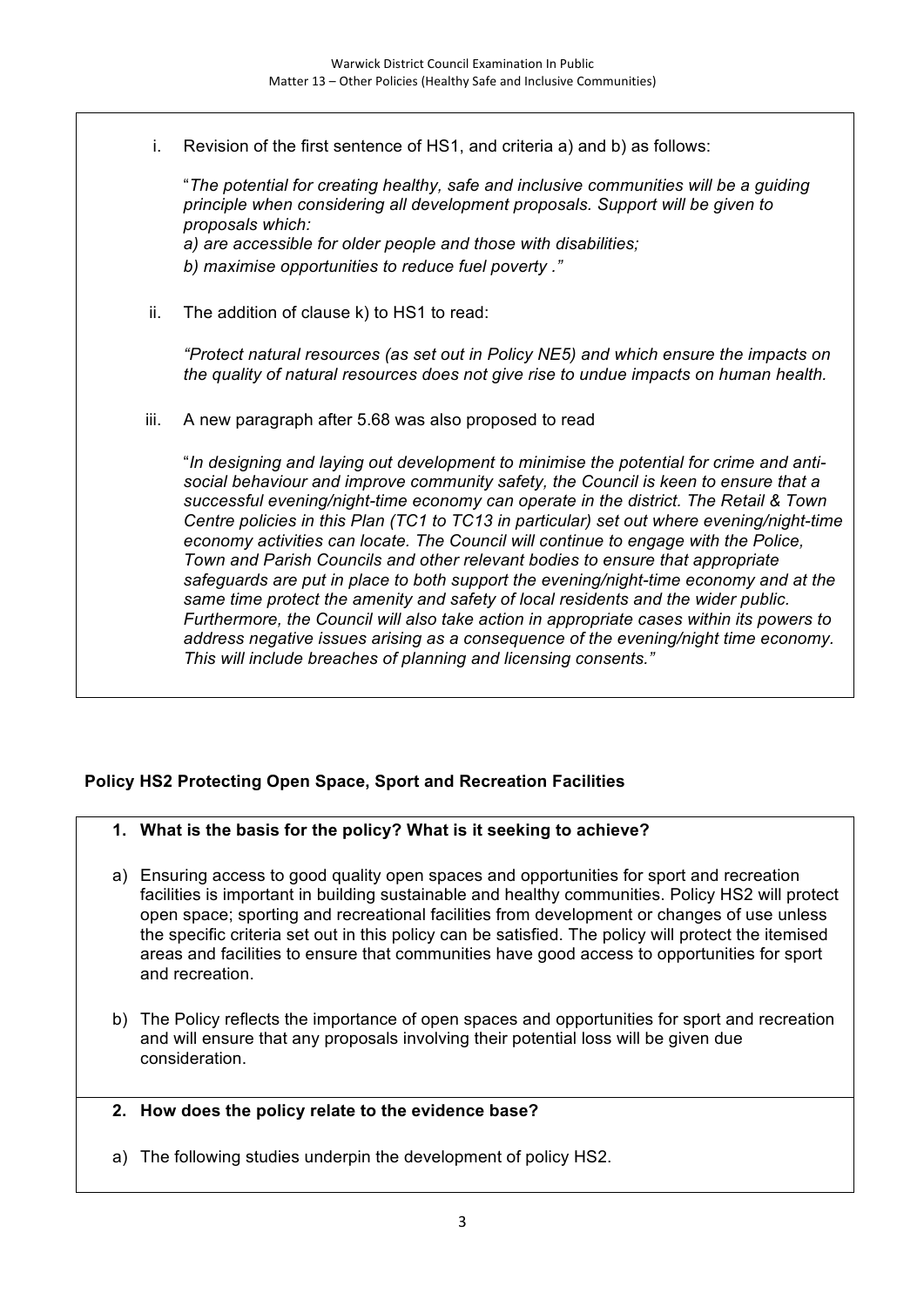i. Revision of the first sentence of HS1, and criteria a) and b) as follows:

"*The potential for creating healthy, safe and inclusive communities will be a guiding principle when considering all development proposals. Support will be given to proposals which:*
*a) are accessible for older people and those with disabilities;*
*b) maximise opportunities to reduce fuel poverty ."*

ii. The addition of clause k) to HS1 to read:

*"Protect natural resources (as set out in Policy NE5) and which ensure the impacts on the quality of natural resources does not give rise to undue impacts on human health.*

iii. A new paragraph after 5.68 was also proposed to read

"*In designing and laying out development to minimise the potential for crime and anti-social behaviour and improve community safety, the Council is keen to ensure that a successful evening/night-time economy can operate in the district. The Retail & Town Centre policies in this Plan (TC1 to TC13 in particular) set out where evening/night-time economy activities can locate. The Council will continue to engage with the Police, Town and Parish Councils and other relevant bodies to ensure that appropriate safeguards are put in place to both support the evening/night-time economy and at the same time protect the amenity and safety of local residents and the wider public. Furthermore, the Council will also take action in appropriate cases within its powers to address negative issues arising as a consequence of the evening/night time economy. This will include breaches of planning and licensing consents."*

## Policy HS2 Protecting Open Space, Sport and Recreation Facilities

**1. What is the basis for the policy? What is it seeking to achieve?**

a) Ensuring access to good quality open spaces and opportunities for sport and recreation facilities is important in building sustainable and healthy communities. Policy HS2 will protect open space; sporting and recreational facilities from development or changes of use unless the specific criteria set out in this policy can be satisfied. The policy will protect the itemised areas and facilities to ensure that communities have good access to opportunities for sport and recreation.

b) The Policy reflects the importance of open spaces and opportunities for sport and recreation and will ensure that any proposals involving their potential loss will be given due consideration.

**2. How does the policy relate to the evidence base?**

a) The following studies underpin the development of policy HS2.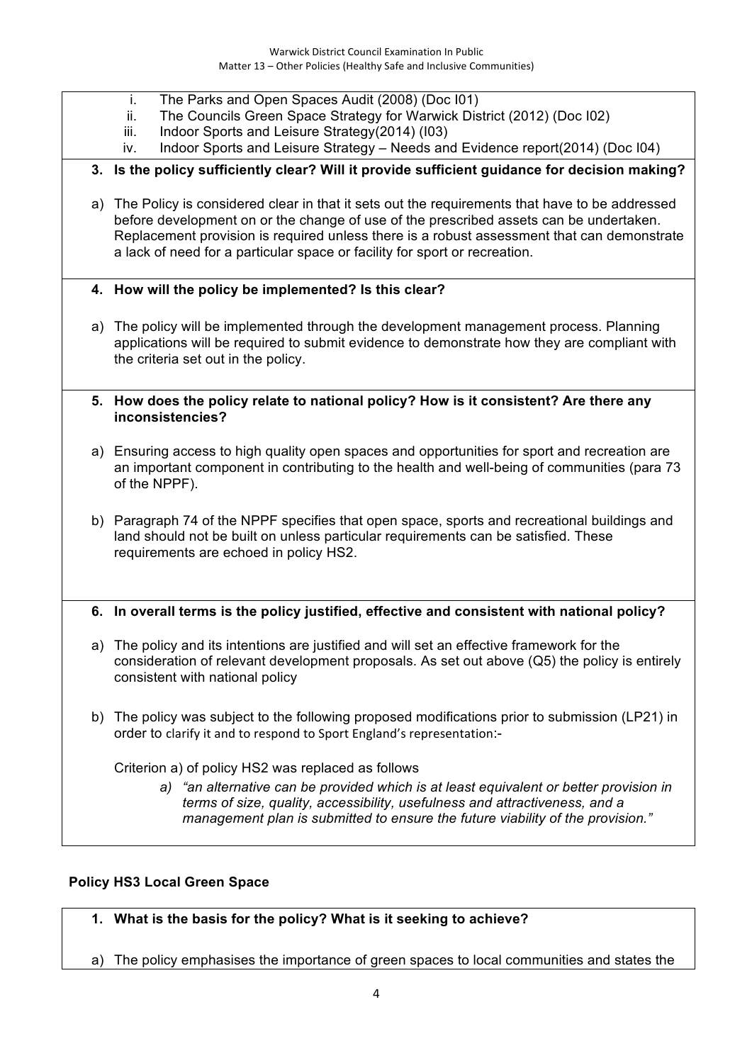i. The Parks and Open Spaces Audit (2008) (Doc I01)
ii. The Councils Green Space Strategy for Warwick District (2012) (Doc I02)
iii. Indoor Sports and Leisure Strategy(2014) (I03)
iv. Indoor Sports and Leisure Strategy – Needs and Evidence report(2014) (Doc I04)

**3. Is the policy sufficiently clear? Will it provide sufficient guidance for decision making?**

a) The Policy is considered clear in that it sets out the requirements that have to be addressed before development on or the change of use of the prescribed assets can be undertaken. Replacement provision is required unless there is a robust assessment that can demonstrate a lack of need for a particular space or facility for sport or recreation.

**4. How will the policy be implemented? Is this clear?**

a) The policy will be implemented through the development management process. Planning applications will be required to submit evidence to demonstrate how they are compliant with the criteria set out in the policy.

**5. How does the policy relate to national policy? How is it consistent? Are there any inconsistencies?**

a) Ensuring access to high quality open spaces and opportunities for sport and recreation are an important component in contributing to the health and well-being of communities (para 73 of the NPPF).

b) Paragraph 74 of the NPPF specifies that open space, sports and recreational buildings and land should not be built on unless particular requirements can be satisfied. These requirements are echoed in policy HS2.

**6. In overall terms is the policy justified, effective and consistent with national policy?**

a) The policy and its intentions are justified and will set an effective framework for the consideration of relevant development proposals. As set out above (Q5) the policy is entirely consistent with national policy

b) The policy was subject to the following proposed modifications prior to submission (LP21) in order to clarify it and to respond to Sport England's representation:-

Criterion a) of policy HS2 was replaced as follows

*a) "an alternative can be provided which is at least equivalent or better provision in terms of size, quality, accessibility, usefulness and attractiveness, and a management plan is submitted to ensure the future viability of the provision."*

### Policy HS3 Local Green Space

**1. What is the basis for the policy? What is it seeking to achieve?**

a) The policy emphasises the importance of green spaces to local communities and states the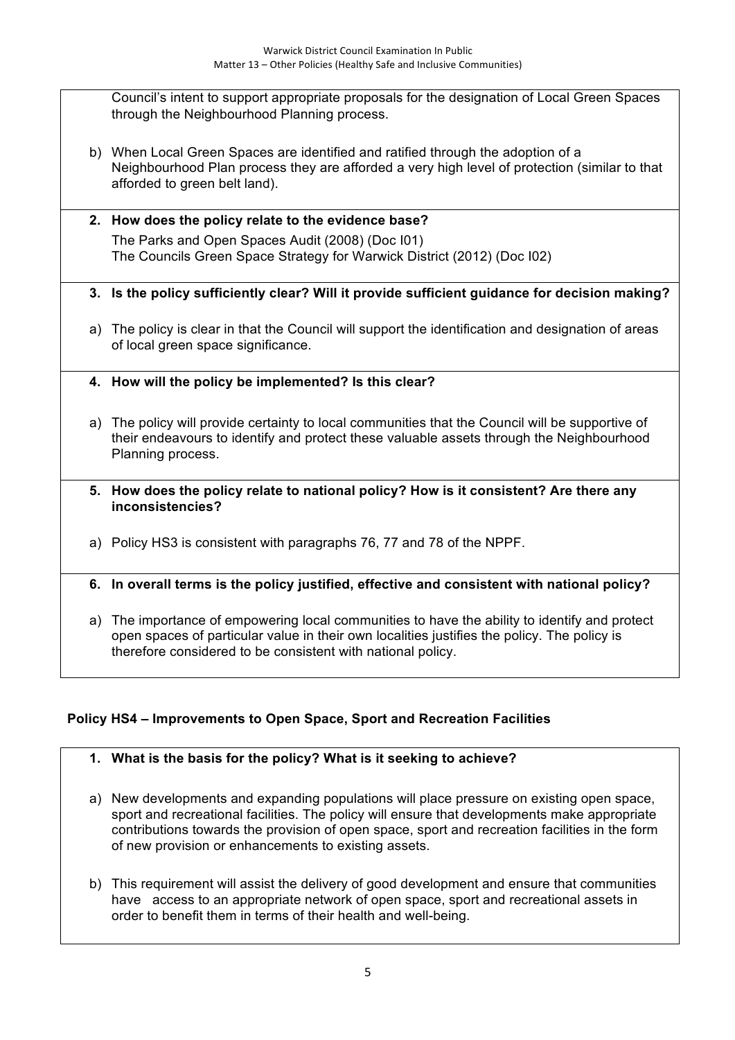Council's intent to support appropriate proposals for the designation of Local Green Spaces through the Neighbourhood Planning process.

b) When Local Green Spaces are identified and ratified through the adoption of a Neighbourhood Plan process they are afforded a very high level of protection (similar to that afforded to green belt land).

**2. How does the policy relate to the evidence base?**

The Parks and Open Spaces Audit (2008) (Doc I01)
The Councils Green Space Strategy for Warwick District (2012) (Doc I02)

**3. Is the policy sufficiently clear? Will it provide sufficient guidance for decision making?**

a) The policy is clear in that the Council will support the identification and designation of areas of local green space significance.

**4. How will the policy be implemented? Is this clear?**

a) The policy will provide certainty to local communities that the Council will be supportive of their endeavours to identify and protect these valuable assets through the Neighbourhood Planning process.

**5. How does the policy relate to national policy? How is it consistent? Are there any inconsistencies?**

a) Policy HS3 is consistent with paragraphs 76, 77 and 78 of the NPPF.

**6. In overall terms is the policy justified, effective and consistent with national policy?**

a) The importance of empowering local communities to have the ability to identify and protect open spaces of particular value in their own localities justifies the policy. The policy is therefore considered to be consistent with national policy.

## Policy HS4 – Improvements to Open Space, Sport and Recreation Facilities

**1. What is the basis for the policy? What is it seeking to achieve?**

a) New developments and expanding populations will place pressure on existing open space, sport and recreational facilities. The policy will ensure that developments make appropriate contributions towards the provision of open space, sport and recreation facilities in the form of new provision or enhancements to existing assets.

b) This requirement will assist the delivery of good development and ensure that communities have access to an appropriate network of open space, sport and recreational assets in order to benefit them in terms of their health and well-being.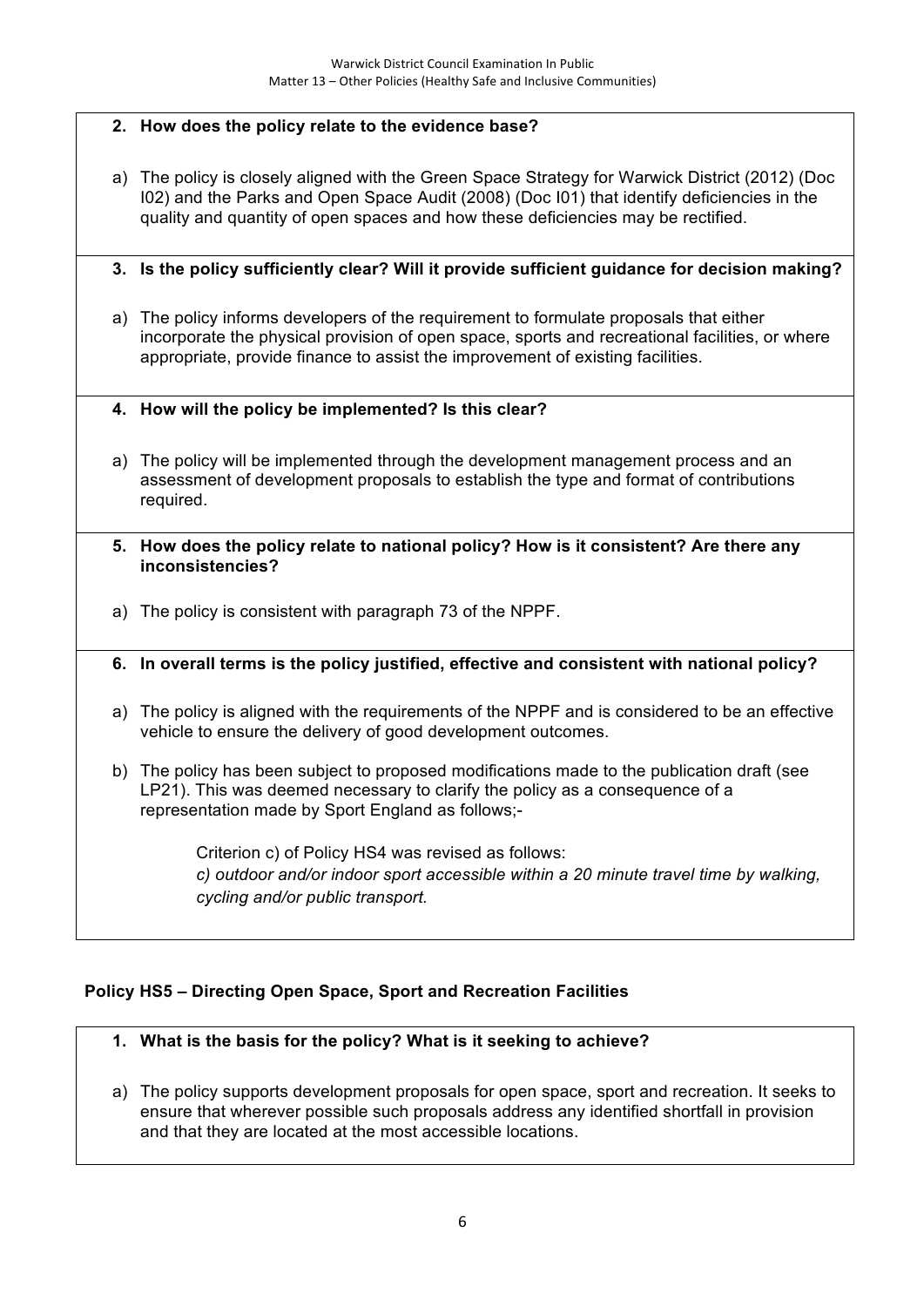**2. How does the policy relate to the evidence base?**

a) The policy is closely aligned with the Green Space Strategy for Warwick District (2012) (Doc I02) and the Parks and Open Space Audit (2008) (Doc I01) that identify deficiencies in the quality and quantity of open spaces and how these deficiencies may be rectified.

**3. Is the policy sufficiently clear? Will it provide sufficient guidance for decision making?**

a) The policy informs developers of the requirement to formulate proposals that either incorporate the physical provision of open space, sports and recreational facilities, or where appropriate, provide finance to assist the improvement of existing facilities.

**4. How will the policy be implemented? Is this clear?**

a) The policy will be implemented through the development management process and an assessment of development proposals to establish the type and format of contributions required.

**5. How does the policy relate to national policy? How is it consistent? Are there any inconsistencies?**

a) The policy is consistent with paragraph 73 of the NPPF.

**6. In overall terms is the policy justified, effective and consistent with national policy?**

a) The policy is aligned with the requirements of the NPPF and is considered to be an effective vehicle to ensure the delivery of good development outcomes.

b) The policy has been subject to proposed modifications made to the publication draft (see LP21). This was deemed necessary to clarify the policy as a consequence of a representation made by Sport England as follows;-

> Criterion c) of Policy HS4 was revised as follows:
> *c) outdoor and/or indoor sport accessible within a 20 minute travel time by walking, cycling and/or public transport.*

## Policy HS5 – Directing Open Space, Sport and Recreation Facilities

**1. What is the basis for the policy? What is it seeking to achieve?**

a) The policy supports development proposals for open space, sport and recreation. It seeks to ensure that wherever possible such proposals address any identified shortfall in provision and that they are located at the most accessible locations.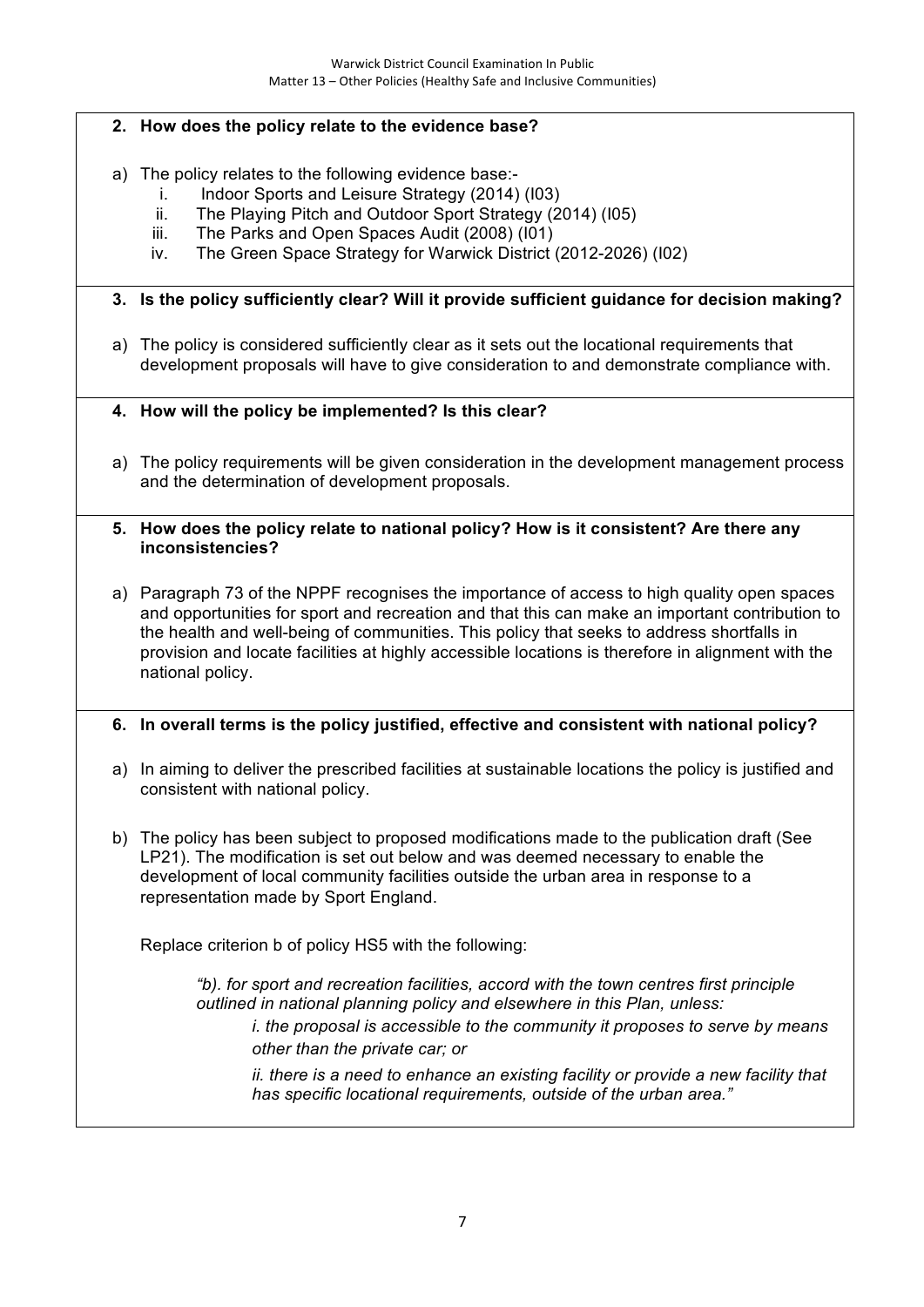**2. How does the policy relate to the evidence base?**

a) The policy relates to the following evidence base:-

   i. Indoor Sports and Leisure Strategy (2014) (I03)
   ii. The Playing Pitch and Outdoor Sport Strategy (2014) (I05)
   iii. The Parks and Open Spaces Audit (2008) (I01)
   iv. The Green Space Strategy for Warwick District (2012-2026) (I02)

**3. Is the policy sufficiently clear? Will it provide sufficient guidance for decision making?**

a) The policy is considered sufficiently clear as it sets out the locational requirements that development proposals will have to give consideration to and demonstrate compliance with.

**4. How will the policy be implemented? Is this clear?**

a) The policy requirements will be given consideration in the development management process and the determination of development proposals.

**5. How does the policy relate to national policy? How is it consistent? Are there any inconsistencies?**

a) Paragraph 73 of the NPPF recognises the importance of access to high quality open spaces and opportunities for sport and recreation and that this can make an important contribution to the health and well-being of communities. This policy that seeks to address shortfalls in provision and locate facilities at highly accessible locations is therefore in alignment with the national policy.

**6. In overall terms is the policy justified, effective and consistent with national policy?**

a) In aiming to deliver the prescribed facilities at sustainable locations the policy is justified and consistent with national policy.

b) The policy has been subject to proposed modifications made to the publication draft (See LP21). The modification is set out below and was deemed necessary to enable the development of local community facilities outside the urban area in response to a representation made by Sport England.

Replace criterion b of policy HS5 with the following:

> *"b). for sport and recreation facilities, accord with the town centres first principle outlined in national planning policy and elsewhere in this Plan, unless:*
>
> *i. the proposal is accessible to the community it proposes to serve by means other than the private car; or*
>
> *ii. there is a need to enhance an existing facility or provide a new facility that has specific locational requirements, outside of the urban area."*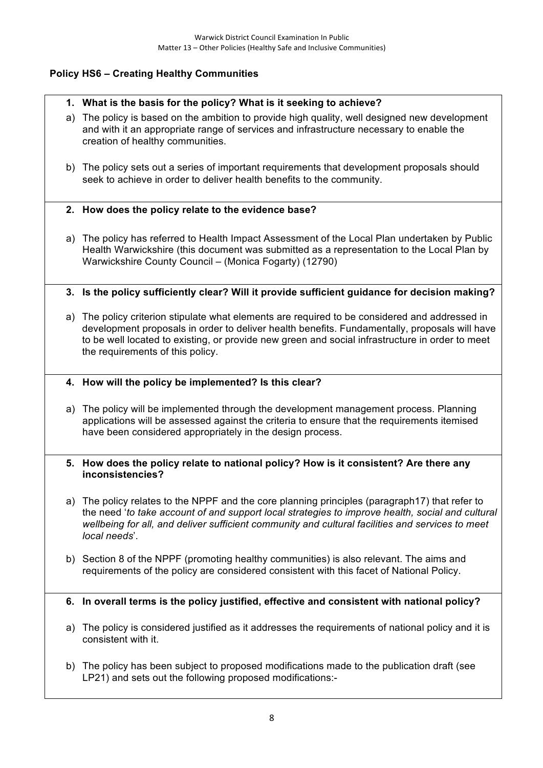## Policy HS6 – Creating Healthy Communities

**1. What is the basis for the policy? What is it seeking to achieve?**

a) The policy is based on the ambition to provide high quality, well designed new development and with it an appropriate range of services and infrastructure necessary to enable the creation of healthy communities.

b) The policy sets out a series of important requirements that development proposals should seek to achieve in order to deliver health benefits to the community.

**2. How does the policy relate to the evidence base?**

a) The policy has referred to Health Impact Assessment of the Local Plan undertaken by Public Health Warwickshire (this document was submitted as a representation to the Local Plan by Warwickshire County Council – (Monica Fogarty) (12790)

**3. Is the policy sufficiently clear? Will it provide sufficient guidance for decision making?**

a) The policy criterion stipulate what elements are required to be considered and addressed in development proposals in order to deliver health benefits. Fundamentally, proposals will have to be well located to existing, or provide new green and social infrastructure in order to meet the requirements of this policy.

**4. How will the policy be implemented? Is this clear?**

a) The policy will be implemented through the development management process. Planning applications will be assessed against the criteria to ensure that the requirements itemised have been considered appropriately in the design process.

**5. How does the policy relate to national policy? How is it consistent? Are there any inconsistencies?**

a) The policy relates to the NPPF and the core planning principles (paragraph17) that refer to the need '*to take account of and support local strategies to improve health, social and cultural wellbeing for all, and deliver sufficient community and cultural facilities and services to meet local needs*'.

b) Section 8 of the NPPF (promoting healthy communities) is also relevant. The aims and requirements of the policy are considered consistent with this facet of National Policy.

**6. In overall terms is the policy justified, effective and consistent with national policy?**

a) The policy is considered justified as it addresses the requirements of national policy and it is consistent with it.

b) The policy has been subject to proposed modifications made to the publication draft (see LP21) and sets out the following proposed modifications:-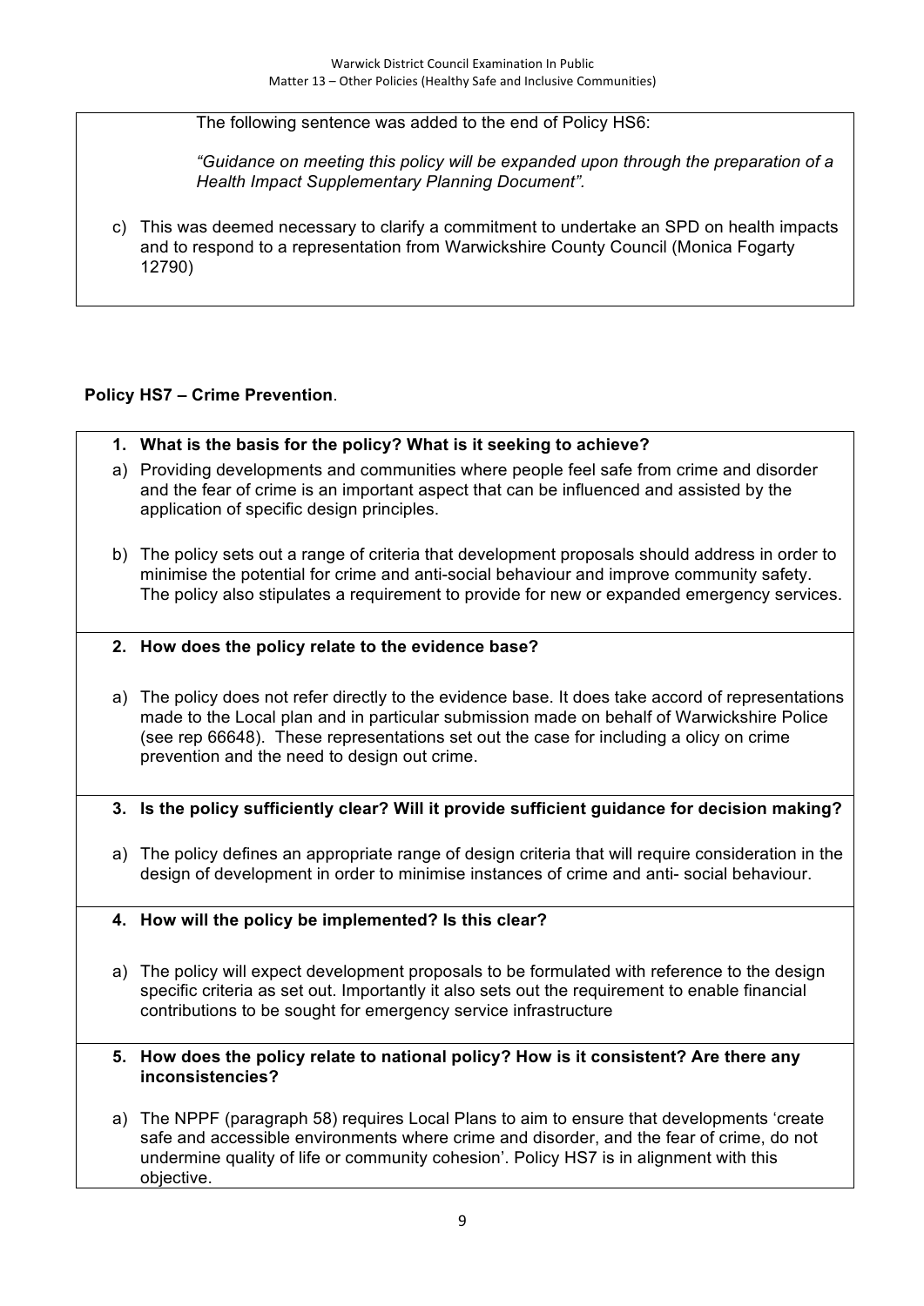The following sentence was added to the end of Policy HS6:

*"Guidance on meeting this policy will be expanded upon through the preparation of a Health Impact Supplementary Planning Document".*

c) This was deemed necessary to clarify a commitment to undertake an SPD on health impacts and to respond to a representation from Warwickshire County Council (Monica Fogarty 12790)

**Policy HS7 – Crime Prevention**.

**1. What is the basis for the policy? What is it seeking to achieve?**

a) Providing developments and communities where people feel safe from crime and disorder and the fear of crime is an important aspect that can be influenced and assisted by the application of specific design principles.

b) The policy sets out a range of criteria that development proposals should address in order to minimise the potential for crime and anti-social behaviour and improve community safety. The policy also stipulates a requirement to provide for new or expanded emergency services.

**2. How does the policy relate to the evidence base?**

a) The policy does not refer directly to the evidence base. It does take accord of representations made to the Local plan and in particular submission made on behalf of Warwickshire Police (see rep 66648). These representations set out the case for including a olicy on crime prevention and the need to design out crime.

**3. Is the policy sufficiently clear? Will it provide sufficient guidance for decision making?**

a) The policy defines an appropriate range of design criteria that will require consideration in the design of development in order to minimise instances of crime and anti- social behaviour.

**4. How will the policy be implemented? Is this clear?**

a) The policy will expect development proposals to be formulated with reference to the design specific criteria as set out. Importantly it also sets out the requirement to enable financial contributions to be sought for emergency service infrastructure

**5. How does the policy relate to national policy? How is it consistent? Are there any inconsistencies?**

a) The NPPF (paragraph 58) requires Local Plans to aim to ensure that developments 'create safe and accessible environments where crime and disorder, and the fear of crime, do not undermine quality of life or community cohesion'. Policy HS7 is in alignment with this objective.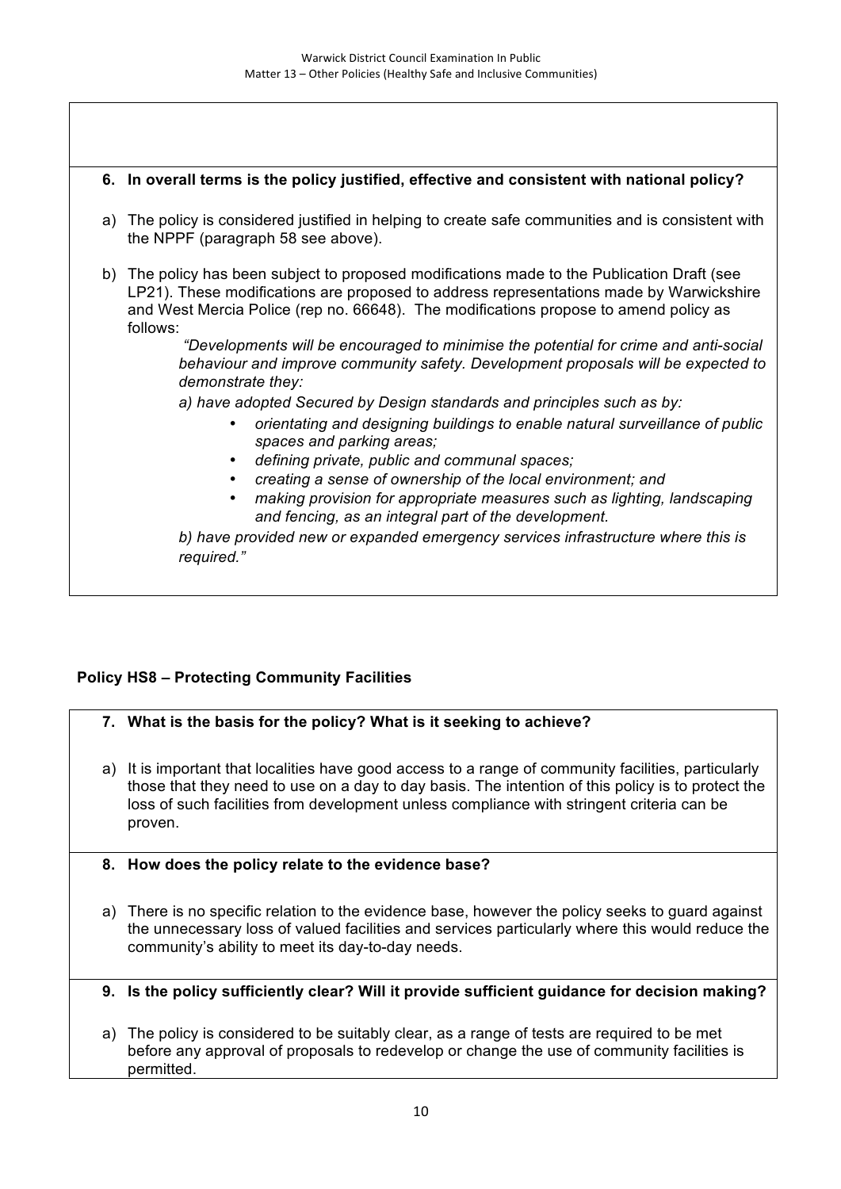**6. In overall terms is the policy justified, effective and consistent with national policy?**

a) The policy is considered justified in helping to create safe communities and is consistent with the NPPF (paragraph 58 see above).

b) The policy has been subject to proposed modifications made to the Publication Draft (see LP21). These modifications are proposed to address representations made by Warwickshire and West Mercia Police (rep no. 66648). The modifications propose to amend policy as follows:

> *"Developments will be encouraged to minimise the potential for crime and anti-social behaviour and improve community safety. Development proposals will be expected to demonstrate they:*
>
> *a) have adopted Secured by Design standards and principles such as by:*
>
> - *orientating and designing buildings to enable natural surveillance of public spaces and parking areas;*
> - *defining private, public and communal spaces;*
> - *creating a sense of ownership of the local environment; and*
> - *making provision for appropriate measures such as lighting, landscaping and fencing, as an integral part of the development.*
>
> *b) have provided new or expanded emergency services infrastructure where this is required."*

## Policy HS8 – Protecting Community Facilities

**7. What is the basis for the policy? What is it seeking to achieve?**

a) It is important that localities have good access to a range of community facilities, particularly those that they need to use on a day to day basis. The intention of this policy is to protect the loss of such facilities from development unless compliance with stringent criteria can be proven.

**8. How does the policy relate to the evidence base?**

a) There is no specific relation to the evidence base, however the policy seeks to guard against the unnecessary loss of valued facilities and services particularly where this would reduce the community's ability to meet its day-to-day needs.

**9. Is the policy sufficiently clear? Will it provide sufficient guidance for decision making?**

a) The policy is considered to be suitably clear, as a range of tests are required to be met before any approval of proposals to redevelop or change the use of community facilities is permitted.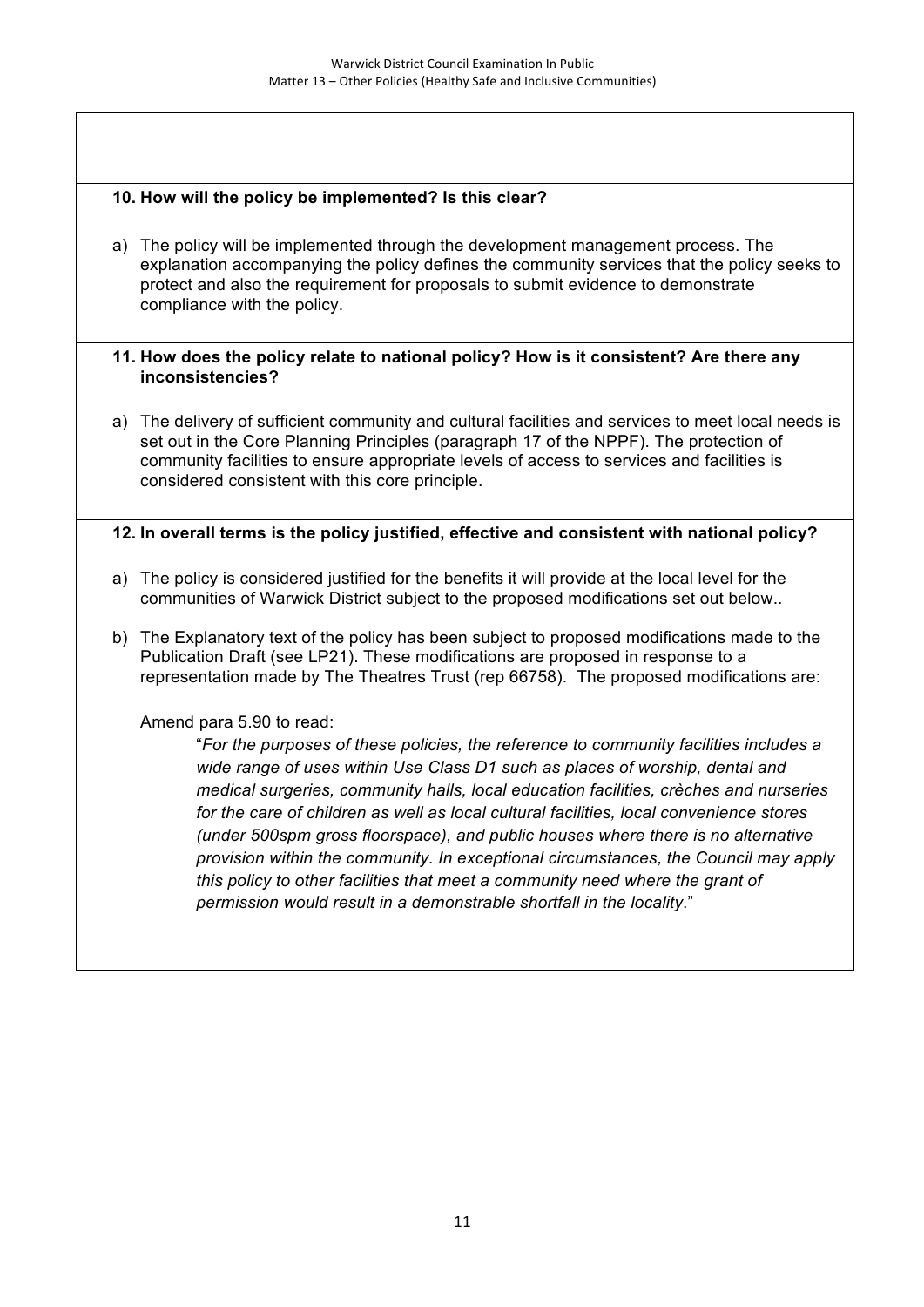**10. How will the policy be implemented? Is this clear?**

a) The policy will be implemented through the development management process. The explanation accompanying the policy defines the community services that the policy seeks to protect and also the requirement for proposals to submit evidence to demonstrate compliance with the policy.

**11. How does the policy relate to national policy? How is it consistent? Are there any inconsistencies?**

a) The delivery of sufficient community and cultural facilities and services to meet local needs is set out in the Core Planning Principles (paragraph 17 of the NPPF). The protection of community facilities to ensure appropriate levels of access to services and facilities is considered consistent with this core principle.

**12. In overall terms is the policy justified, effective and consistent with national policy?**

a) The policy is considered justified for the benefits it will provide at the local level for the communities of Warwick District subject to the proposed modifications set out below..

b) The Explanatory text of the policy has been subject to proposed modifications made to the Publication Draft (see LP21). These modifications are proposed in response to a representation made by The Theatres Trust (rep 66758). The proposed modifications are:

Amend para 5.90 to read:

"*For the purposes of these policies, the reference to community facilities includes a wide range of uses within Use Class D1 such as places of worship, dental and medical surgeries, community halls, local education facilities, crèches and nurseries for the care of children as well as local cultural facilities, local convenience stores (under 500spm gross floorspace), and public houses where there is no alternative provision within the community. In exceptional circumstances, the Council may apply this policy to other facilities that meet a community need where the grant of permission would result in a demonstrable shortfall in the locality*."